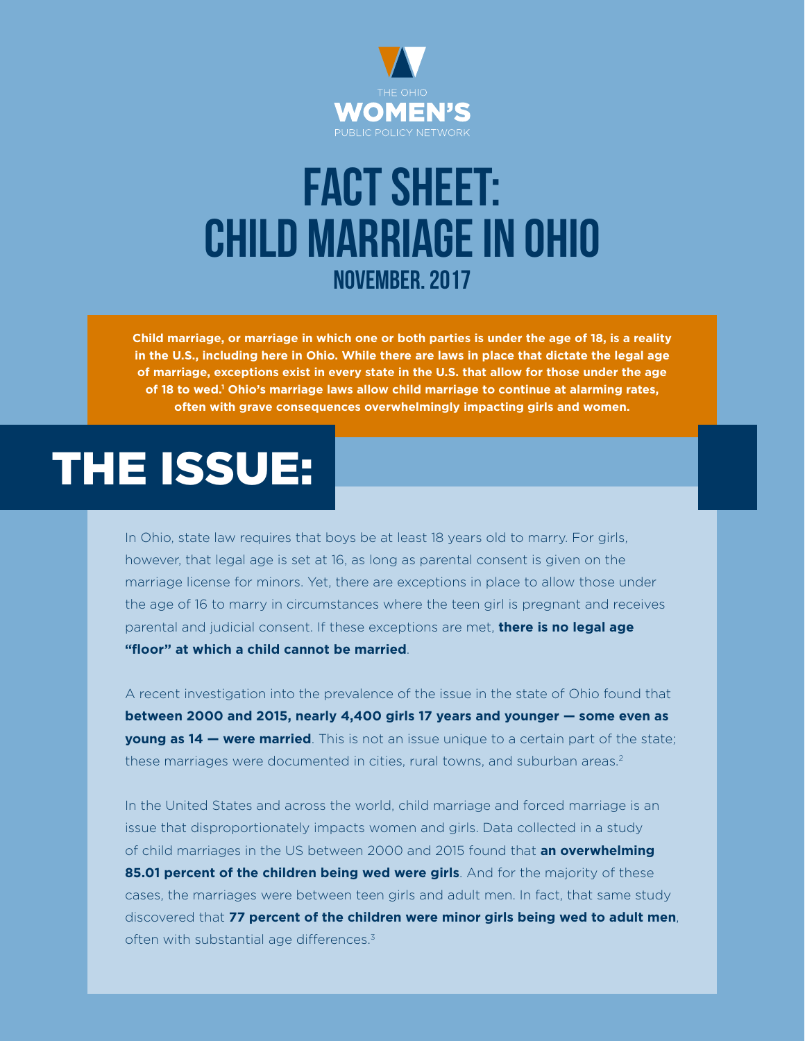THE OHIO
**WOMEN'S**
PUBLIC POLICY NETWORK

# FACT SHEET: CHILD MARRIAGE IN OHIO

## NOVEMBER. 2017

**Child marriage, or marriage in which one or both parties is under the age of 18, is a reality in the U.S., including here in Ohio. While there are laws in place that dictate the legal age of marriage, exceptions exist in every state in the U.S. that allow for those under the age of 18 to wed.[1] Ohio's marriage laws allow child marriage to continue at alarming rates, often with grave consequences overwhelmingly impacting girls and women.**

## THE ISSUE:

In Ohio, state law requires that boys be at least 18 years old to marry. For girls, however, that legal age is set at 16, as long as parental consent is given on the marriage license for minors. Yet, there are exceptions in place to allow those under the age of 16 to marry in circumstances where the teen girl is pregnant and receives parental and judicial consent. If these exceptions are met, **there is no legal age "floor" at which a child cannot be married**.

A recent investigation into the prevalence of the issue in the state of Ohio found that **between 2000 and 2015, nearly 4,400 girls 17 years and younger — some even as young as 14 — were married**. This is not an issue unique to a certain part of the state; these marriages were documented in cities, rural towns, and suburban areas.[2]

In the United States and across the world, child marriage and forced marriage is an issue that disproportionately impacts women and girls. Data collected in a study of child marriages in the US between 2000 and 2015 found that **an overwhelming 85.01 percent of the children being wed were girls**. And for the majority of these cases, the marriages were between teen girls and adult men. In fact, that same study discovered that **77 percent of the children were minor girls being wed to adult men**, often with substantial age differences.[3]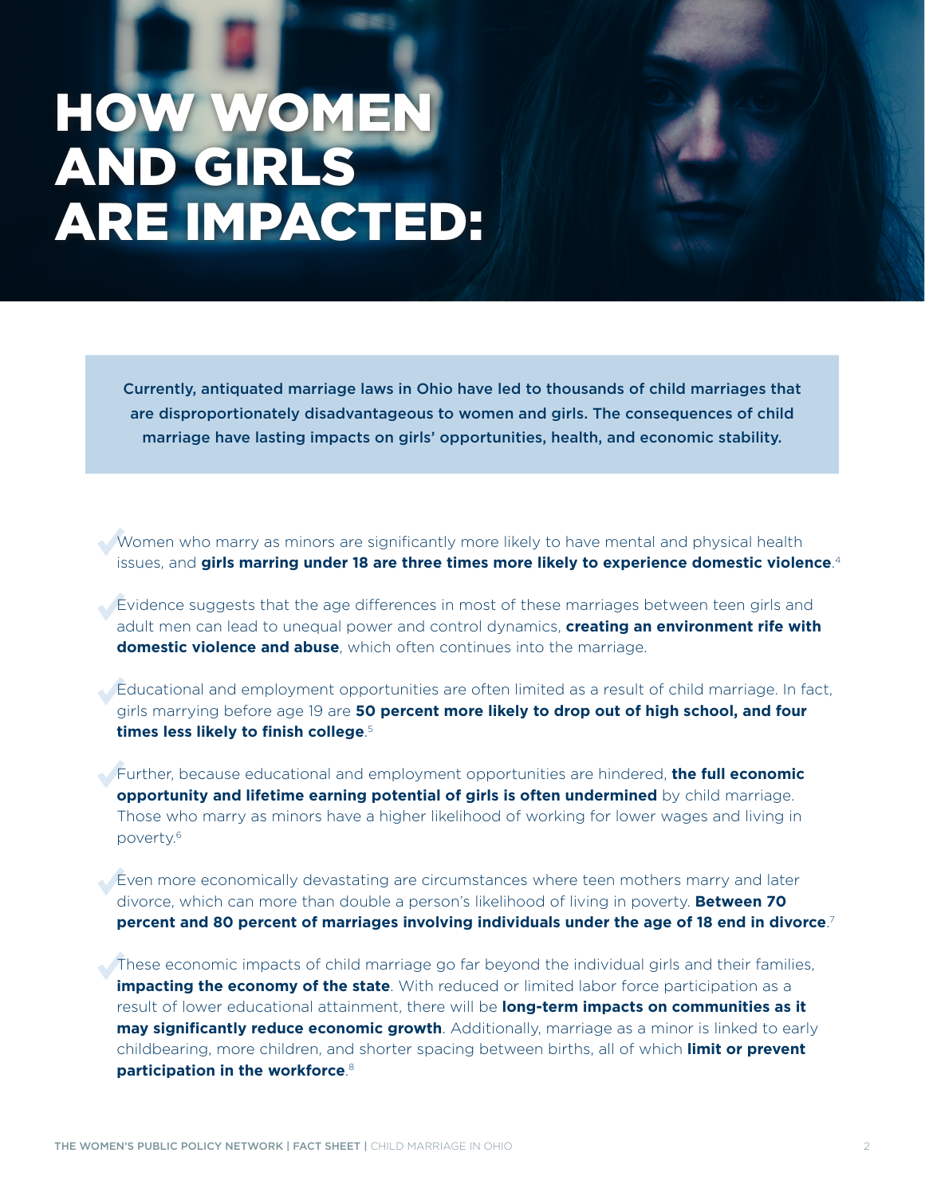# HOW WOMEN AND GIRLS ARE IMPACTED:

**Currently, antiquated marriage laws in Ohio have led to thousands of child marriages that are disproportionately disadvantageous to women and girls. The consequences of child marriage have lasting impacts on girls' opportunities, health, and economic stability.**

- Women who marry as minors are significantly more likely to have mental and physical health issues, and **girls marring under 18 are three times more likely to experience domestic violence**.[4]

- Evidence suggests that the age differences in most of these marriages between teen girls and adult men can lead to unequal power and control dynamics, **creating an environment rife with domestic violence and abuse**, which often continues into the marriage.

- Educational and employment opportunities are often limited as a result of child marriage. In fact, girls marrying before age 19 are **50 percent more likely to drop out of high school, and four times less likely to finish college**.[5]

- Further, because educational and employment opportunities are hindered, **the full economic opportunity and lifetime earning potential of girls is often undermined** by child marriage. Those who marry as minors have a higher likelihood of working for lower wages and living in poverty.[6]

- Even more economically devastating are circumstances where teen mothers marry and later divorce, which can more than double a person's likelihood of living in poverty. **Between 70 percent and 80 percent of marriages involving individuals under the age of 18 end in divorce**.[7]

- These economic impacts of child marriage go far beyond the individual girls and their families, **impacting the economy of the state**. With reduced or limited labor force participation as a result of lower educational attainment, there will be **long-term impacts on communities as it may significantly reduce economic growth**. Additionally, marriage as a minor is linked to early childbearing, more children, and shorter spacing between births, all of which **limit or prevent participation in the workforce**.[8]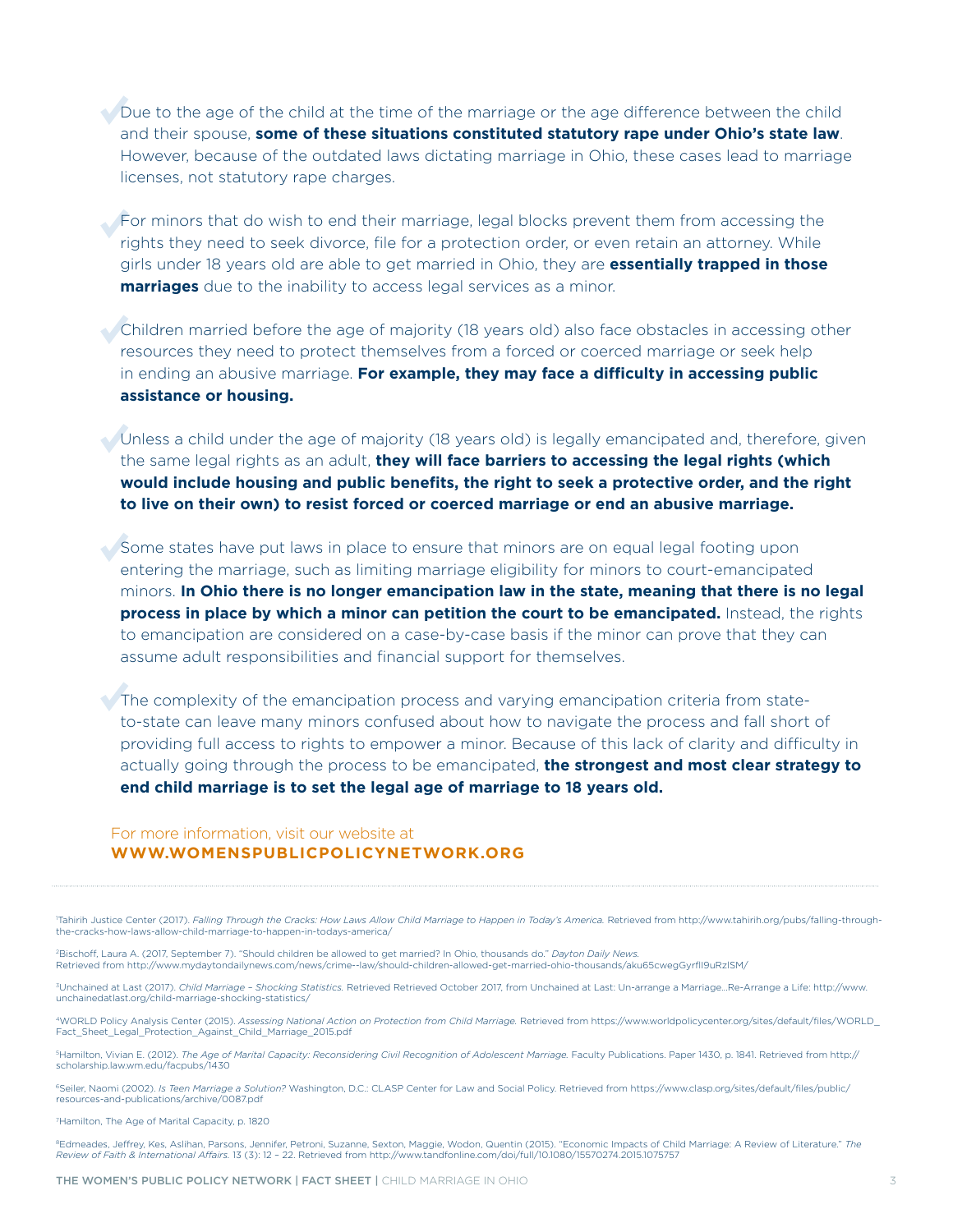- Due to the age of the child at the time of the marriage or the age difference between the child and their spouse, **some of these situations constituted statutory rape under Ohio's state law**. However, because of the outdated laws dictating marriage in Ohio, these cases lead to marriage licenses, not statutory rape charges.

- For minors that do wish to end their marriage, legal blocks prevent them from accessing the rights they need to seek divorce, file for a protection order, or even retain an attorney. While girls under 18 years old are able to get married in Ohio, they are **essentially trapped in those marriages** due to the inability to access legal services as a minor.

- Children married before the age of majority (18 years old) also face obstacles in accessing other resources they need to protect themselves from a forced or coerced marriage or seek help in ending an abusive marriage. **For example, they may face a difficulty in accessing public assistance or housing.**

- Unless a child under the age of majority (18 years old) is legally emancipated and, therefore, given the same legal rights as an adult, **they will face barriers to accessing the legal rights (which would include housing and public benefits, the right to seek a protective order, and the right to live on their own) to resist forced or coerced marriage or end an abusive marriage.**

- Some states have put laws in place to ensure that minors are on equal legal footing upon entering the marriage, such as limiting marriage eligibility for minors to court-emancipated minors. **In Ohio there is no longer emancipation law in the state, meaning that there is no legal process in place by which a minor can petition the court to be emancipated.** Instead, the rights to emancipation are considered on a case-by-case basis if the minor can prove that they can assume adult responsibilities and financial support for themselves.

- The complexity of the emancipation process and varying emancipation criteria from state-to-state can leave many minors confused about how to navigate the process and fall short of providing full access to rights to empower a minor. Because of this lack of clarity and difficulty in actually going through the process to be emancipated, **the strongest and most clear strategy to end child marriage is to set the legal age of marriage to 18 years old.**

For more information, visit our website at
**WWW.WOMENSPUBLICPOLICYNETWORK.ORG**

---

[1]Tahirih Justice Center (2017). *Falling Through the Cracks: How Laws Allow Child Marriage to Happen in Today's America.* Retrieved from http://www.tahirih.org/pubs/falling-through-the-cracks-how-laws-allow-child-marriage-to-happen-in-todays-america/

[2]Bischoff, Laura A. (2017, September 7). "Should children be allowed to get married? In Ohio, thousands do." *Dayton Daily News.* Retrieved from http://www.mydaytondailynews.com/news/crime--law/should-children-allowed-get-married-ohio-thousands/aku65cwegGyrfll9uRzISM/

[3]Unchained at Last (2017). *Child Marriage – Shocking Statistics.* Retrieved Retrieved October 2017, from Unchained at Last: Un-arrange a Marriage...Re-Arrange a Life: http://www.unchainedatlast.org/child-marriage-shocking-statistics/

[4]WORLD Policy Analysis Center (2015). *Assessing National Action on Protection from Child Marriage.* Retrieved from https://www.worldpolicycenter.org/sites/default/files/WORLD_Fact_Sheet_Legal_Protection_Against_Child_Marriage_2015.pdf

[5]Hamilton, Vivian E. (2012). *The Age of Marital Capacity: Reconsidering Civil Recognition of Adolescent Marriage.* Faculty Publications. Paper 1430, p. 1841. Retrieved from http://scholarship.law.wm.edu/facpubs/1430

[6]Seiler, Naomi (2002). *Is Teen Marriage a Solution?* Washington, D.C.: CLASP Center for Law and Social Policy. Retrieved from https://www.clasp.org/sites/default/files/public/resources-and-publications/archive/0087.pdf

[7]Hamilton, The Age of Marital Capacity, p. 1820

[8]Edmeades, Jeffrey, Kes, Aslihan, Parsons, Jennifer, Petroni, Suzanne, Sexton, Maggie, Wodon, Quentin (2015). "Economic Impacts of Child Marriage: A Review of Literature." *The Review of Faith & International Affairs.* 13 (3): 12 – 22. Retrieved from http://www.tandfonline.com/doi/full/10.1080/15570274.2015.1075757